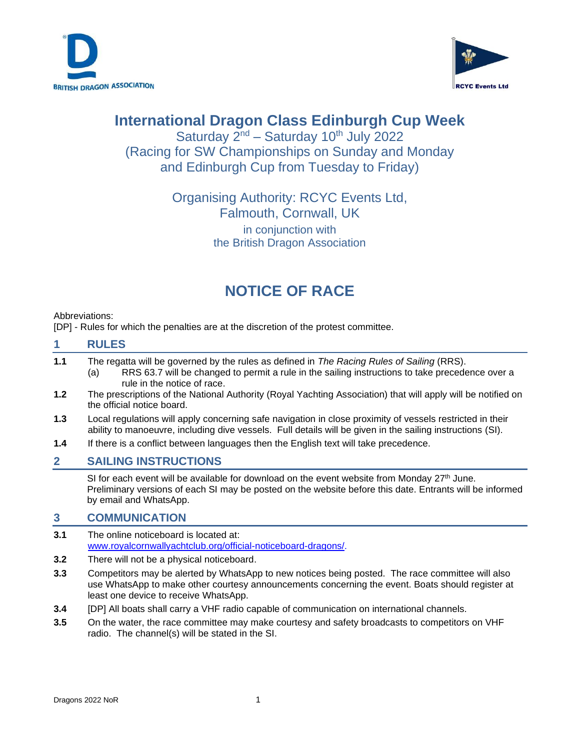BRITISH DRAGON ASSOCIATION

RCYC Events Ltd

# International Dragon Class Edinburgh Cup Week

Saturday 2nd – Saturday 10th July 2022
(Racing for SW Championships on Sunday and Monday and Edinburgh Cup from Tuesday to Friday)

Organising Authority: RCYC Events Ltd, Falmouth, Cornwall, UK
in conjunction with
the British Dragon Association

# NOTICE OF RACE

Abbreviations:
[DP] - Rules for which the penalties are at the discretion of the protest committee.

## 1 RULES

**1.1** The regatta will be governed by the rules as defined in *The Racing Rules of Sailing* (RRS).
  (a) RRS 63.7 will be changed to permit a rule in the sailing instructions to take precedence over a rule in the notice of race.

**1.2** The prescriptions of the National Authority (Royal Yachting Association) that will apply will be notified on the official notice board.

**1.3** Local regulations will apply concerning safe navigation in close proximity of vessels restricted in their ability to manoeuvre, including dive vessels. Full details will be given in the sailing instructions (SI).

**1.4** If there is a conflict between languages then the English text will take precedence.

## 2 SAILING INSTRUCTIONS

SI for each event will be available for download on the event website from Monday 27th June. Preliminary versions of each SI may be posted on the website before this date. Entrants will be informed by email and WhatsApp.

## 3 COMMUNICATION

**3.1** The online noticeboard is located at:
[www.royalcornwallyachtclub.org/official-noticeboard-dragons/](www.royalcornwallyachtclub.org/official-noticeboard-dragons/).

**3.2** There will not be a physical noticeboard.

**3.3** Competitors may be alerted by WhatsApp to new notices being posted. The race committee will also use WhatsApp to make other courtesy announcements concerning the event. Boats should register at least one device to receive WhatsApp.

**3.4** [DP] All boats shall carry a VHF radio capable of communication on international channels.

**3.5** On the water, the race committee may make courtesy and safety broadcasts to competitors on VHF radio. The channel(s) will be stated in the SI.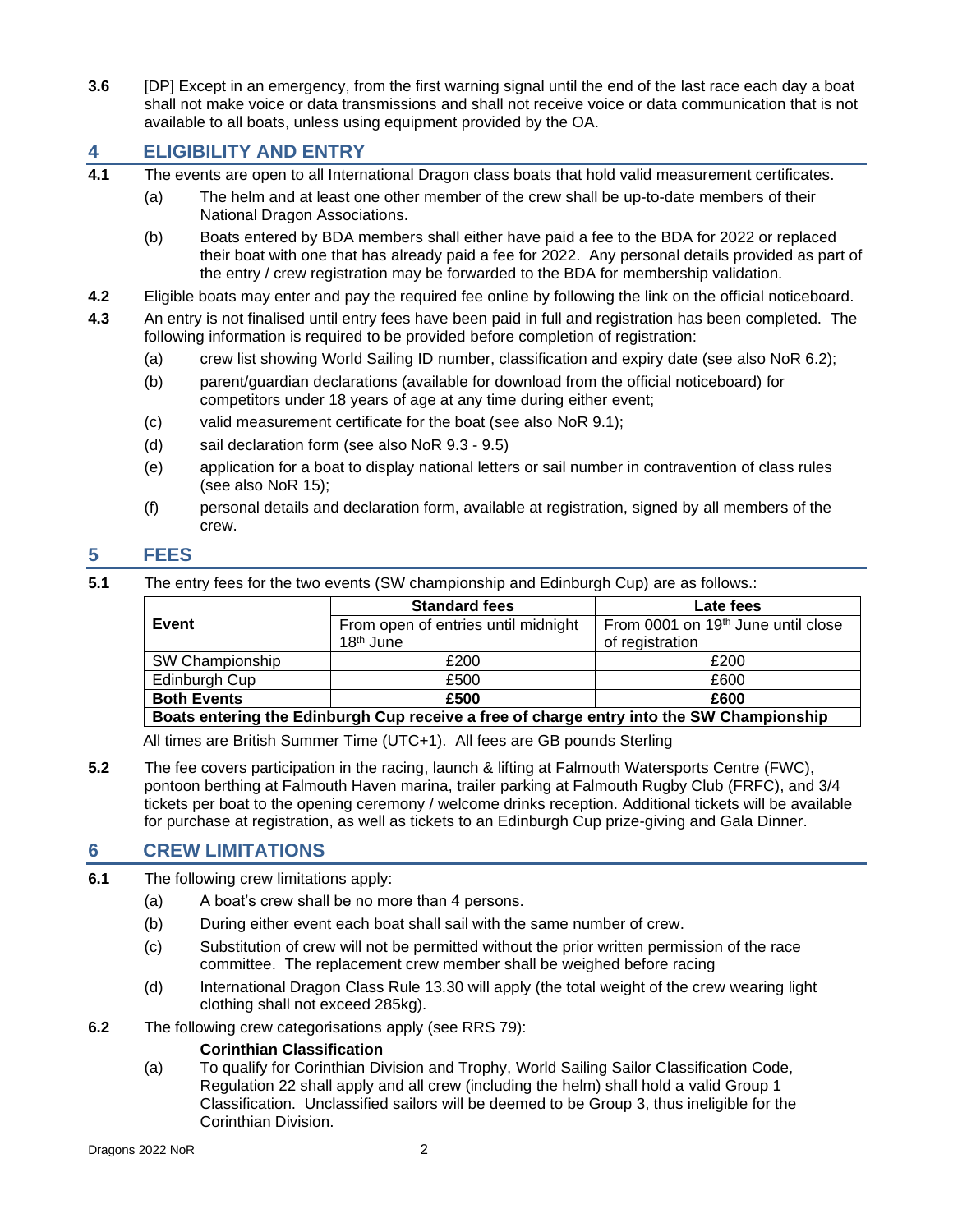**3.6** [DP] Except in an emergency, from the first warning signal until the end of the last race each day a boat shall not make voice or data transmissions and shall not receive voice or data communication that is not available to all boats, unless using equipment provided by the OA.

## 4 ELIGIBILITY AND ENTRY

**4.1** The events are open to all International Dragon class boats that hold valid measurement certificates.

(a) The helm and at least one other member of the crew shall be up-to-date members of their National Dragon Associations.

(b) Boats entered by BDA members shall either have paid a fee to the BDA for 2022 or replaced their boat with one that has already paid a fee for 2022. Any personal details provided as part of the entry / crew registration may be forwarded to the BDA for membership validation.

**4.2** Eligible boats may enter and pay the required fee online by following the link on the official noticeboard.

**4.3** An entry is not finalised until entry fees have been paid in full and registration has been completed. The following information is required to be provided before completion of registration:

(a) crew list showing World Sailing ID number, classification and expiry date (see also NoR 6.2);

(b) parent/guardian declarations (available for download from the official noticeboard) for competitors under 18 years of age at any time during either event;

(c) valid measurement certificate for the boat (see also NoR 9.1);

(d) sail declaration form (see also NoR 9.3 - 9.5)

(e) application for a boat to display national letters or sail number in contravention of class rules (see also NoR 15);

(f) personal details and declaration form, available at registration, signed by all members of the crew.

## 5 FEES

**5.1** The entry fees for the two events (SW championship and Edinburgh Cup) are as follows.:

| Event | **Standard fees** | **Late fees** |
|---|---|---|
| | From open of entries until midnight 18th June | From 0001 on 19th June until close of registration |
| SW Championship | £200 | £200 |
| Edinburgh Cup | £500 | £600 |
| **Both Events** | **£500** | **£600** |
| **Boats entering the Edinburgh Cup receive a free of charge entry into the SW Championship** | | |

All times are British Summer Time (UTC+1). All fees are GB pounds Sterling

**5.2** The fee covers participation in the racing, launch & lifting at Falmouth Watersports Centre (FWC), pontoon berthing at Falmouth Haven marina, trailer parking at Falmouth Rugby Club (FRFC), and 3/4 tickets per boat to the opening ceremony / welcome drinks reception. Additional tickets will be available for purchase at registration, as well as tickets to an Edinburgh Cup prize-giving and Gala Dinner.

## 6 CREW LIMITATIONS

**6.1** The following crew limitations apply:

(a) A boat's crew shall be no more than 4 persons.

(b) During either event each boat shall sail with the same number of crew.

(c) Substitution of crew will not be permitted without the prior written permission of the race committee. The replacement crew member shall be weighed before racing

(d) International Dragon Class Rule 13.30 will apply (the total weight of the crew wearing light clothing shall not exceed 285kg).

**6.2** The following crew categorisations apply (see RRS 79):

**Corinthian Classification**

(a) To qualify for Corinthian Division and Trophy, World Sailing Sailor Classification Code, Regulation 22 shall apply and all crew (including the helm) shall hold a valid Group 1 Classification. Unclassified sailors will be deemed to be Group 3, thus ineligible for the Corinthian Division.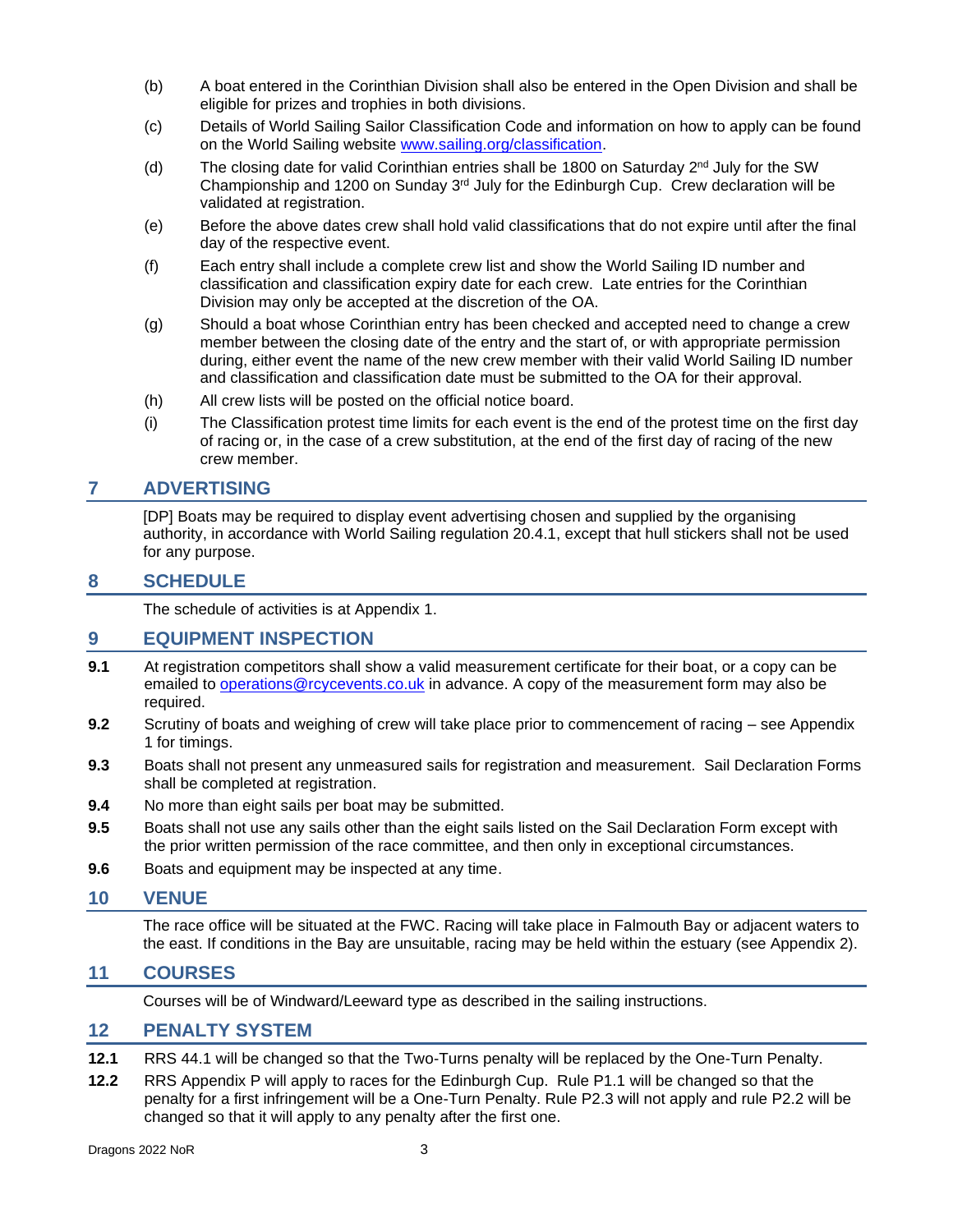(b) A boat entered in the Corinthian Division shall also be entered in the Open Division and shall be eligible for prizes and trophies in both divisions.

(c) Details of World Sailing Sailor Classification Code and information on how to apply can be found on the World Sailing website [www.sailing.org/classification](http://www.sailing.org/classification).

(d) The closing date for valid Corinthian entries shall be 1800 on Saturday 2nd July for the SW Championship and 1200 on Sunday 3rd July for the Edinburgh Cup. Crew declaration will be validated at registration.

(e) Before the above dates crew shall hold valid classifications that do not expire until after the final day of the respective event.

(f) Each entry shall include a complete crew list and show the World Sailing ID number and classification and classification expiry date for each crew. Late entries for the Corinthian Division may only be accepted at the discretion of the OA.

(g) Should a boat whose Corinthian entry has been checked and accepted need to change a crew member between the closing date of the entry and the start of, or with appropriate permission during, either event the name of the new crew member with their valid World Sailing ID number and classification and classification date must be submitted to the OA for their approval.

(h) All crew lists will be posted on the official notice board.

(i) The Classification protest time limits for each event is the end of the protest time on the first day of racing or, in the case of a crew substitution, at the end of the first day of racing of the new crew member.

## 7 ADVERTISING

[DP] Boats may be required to display event advertising chosen and supplied by the organising authority, in accordance with World Sailing regulation 20.4.1, except that hull stickers shall not be used for any purpose.

## 8 SCHEDULE

The schedule of activities is at Appendix 1.

## 9 EQUIPMENT INSPECTION

**9.1** At registration competitors shall show a valid measurement certificate for their boat, or a copy can be emailed to [operations@rcycevents.co.uk](mailto:operations@rcycevents.co.uk) in advance. A copy of the measurement form may also be required.

**9.2** Scrutiny of boats and weighing of crew will take place prior to commencement of racing – see Appendix 1 for timings.

**9.3** Boats shall not present any unmeasured sails for registration and measurement. Sail Declaration Forms shall be completed at registration.

**9.4** No more than eight sails per boat may be submitted.

**9.5** Boats shall not use any sails other than the eight sails listed on the Sail Declaration Form except with the prior written permission of the race committee, and then only in exceptional circumstances.

**9.6** Boats and equipment may be inspected at any time.

## 10 VENUE

The race office will be situated at the FWC. Racing will take place in Falmouth Bay or adjacent waters to the east. If conditions in the Bay are unsuitable, racing may be held within the estuary (see Appendix 2).

## 11 COURSES

Courses will be of Windward/Leeward type as described in the sailing instructions.

## 12 PENALTY SYSTEM

**12.1** RRS 44.1 will be changed so that the Two-Turns penalty will be replaced by the One-Turn Penalty.

**12.2** RRS Appendix P will apply to races for the Edinburgh Cup. Rule P1.1 will be changed so that the penalty for a first infringement will be a One-Turn Penalty. Rule P2.3 will not apply and rule P2.2 will be changed so that it will apply to any penalty after the first one.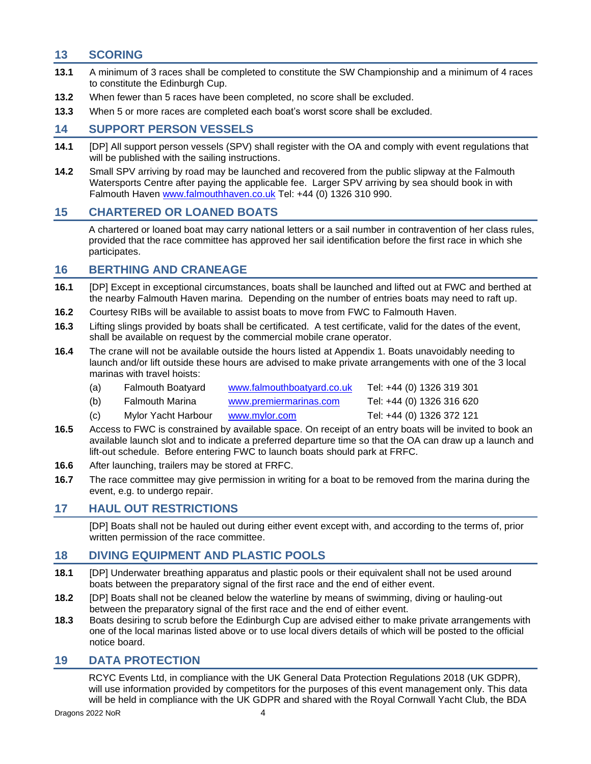## 13 SCORING

**13.1** A minimum of 3 races shall be completed to constitute the SW Championship and a minimum of 4 races to constitute the Edinburgh Cup.

**13.2** When fewer than 5 races have been completed, no score shall be excluded.

**13.3** When 5 or more races are completed each boat's worst score shall be excluded.

## 14 SUPPORT PERSON VESSELS

**14.1** [DP] All support person vessels (SPV) shall register with the OA and comply with event regulations that will be published with the sailing instructions.

**14.2** Small SPV arriving by road may be launched and recovered from the public slipway at the Falmouth Watersports Centre after paying the applicable fee. Larger SPV arriving by sea should book in with Falmouth Haven www.falmouthhaven.co.uk Tel: +44 (0) 1326 310 990.

## 15 CHARTERED OR LOANED BOATS

A chartered or loaned boat may carry national letters or a sail number in contravention of her class rules, provided that the race committee has approved her sail identification before the first race in which she participates.

## 16 BERTHING AND CRANEAGE

**16.1** [DP] Except in exceptional circumstances, boats shall be launched and lifted out at FWC and berthed at the nearby Falmouth Haven marina. Depending on the number of entries boats may need to raft up.

**16.2** Courtesy RIBs will be available to assist boats to move from FWC to Falmouth Haven.

**16.3** Lifting slings provided by boats shall be certificated. A test certificate, valid for the dates of the event, shall be available on request by the commercial mobile crane operator.

**16.4** The crane will not be available outside the hours listed at Appendix 1. Boats unavoidably needing to launch and/or lift outside these hours are advised to make private arrangements with one of the 3 local marinas with travel hoists:

| | | | |
|---|---|---|---|
| (a) | Falmouth Boatyard | www.falmouthboatyard.co.uk | Tel: +44 (0) 1326 319 301 |
| (b) | Falmouth Marina | www.premiermarinas.com | Tel: +44 (0) 1326 316 620 |
| (c) | Mylor Yacht Harbour | www.mylor.com | Tel: +44 (0) 1326 372 121 |

**16.5** Access to FWC is constrained by available space. On receipt of an entry boats will be invited to book an available launch slot and to indicate a preferred departure time so that the OA can draw up a launch and lift-out schedule. Before entering FWC to launch boats should park at FRFC.

**16.6** After launching, trailers may be stored at FRFC.

**16.7** The race committee may give permission in writing for a boat to be removed from the marina during the event, e.g. to undergo repair.

## 17 HAUL OUT RESTRICTIONS

[DP] Boats shall not be hauled out during either event except with, and according to the terms of, prior written permission of the race committee.

## 18 DIVING EQUIPMENT AND PLASTIC POOLS

**18.1** [DP] Underwater breathing apparatus and plastic pools or their equivalent shall not be used around boats between the preparatory signal of the first race and the end of either event.

**18.2** [DP] Boats shall not be cleaned below the waterline by means of swimming, diving or hauling-out between the preparatory signal of the first race and the end of either event.

**18.3** Boats desiring to scrub before the Edinburgh Cup are advised either to make private arrangements with one of the local marinas listed above or to use local divers details of which will be posted to the official notice board.

## 19 DATA PROTECTION

RCYC Events Ltd, in compliance with the UK General Data Protection Regulations 2018 (UK GDPR), will use information provided by competitors for the purposes of this event management only. This data will be held in compliance with the UK GDPR and shared with the Royal Cornwall Yacht Club, the BDA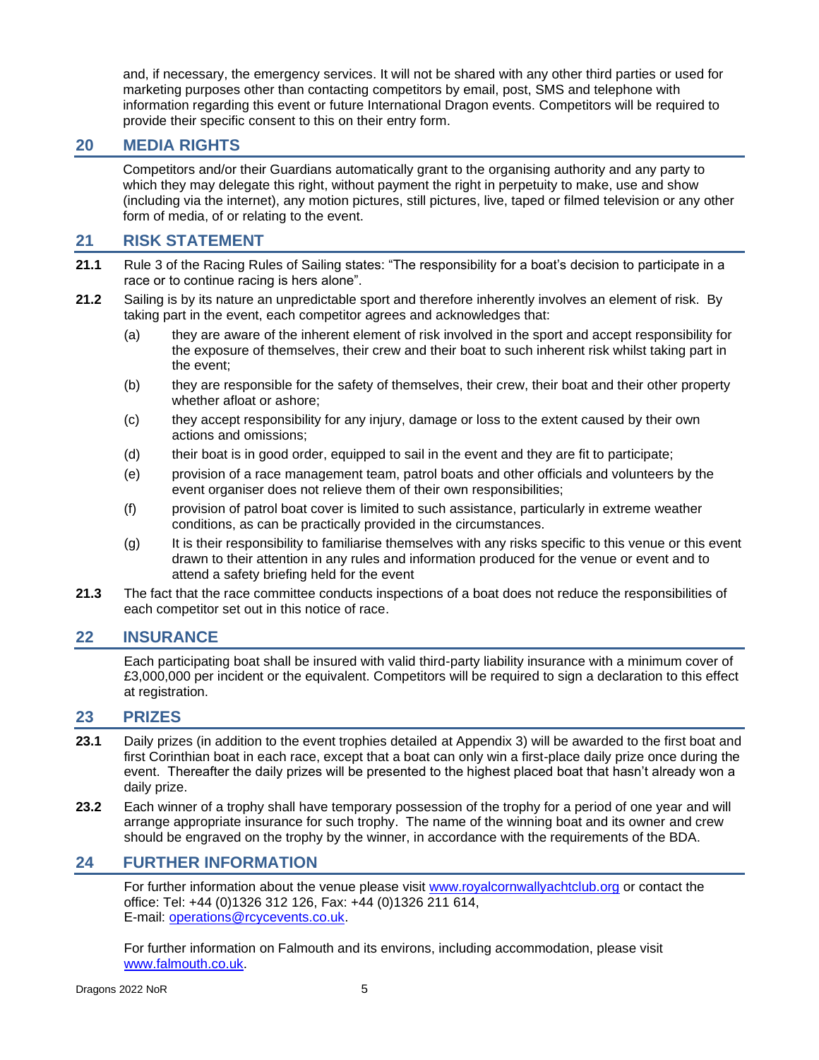and, if necessary, the emergency services. It will not be shared with any other third parties or used for marketing purposes other than contacting competitors by email, post, SMS and telephone with information regarding this event or future International Dragon events. Competitors will be required to provide their specific consent to this on their entry form.

## 20 MEDIA RIGHTS

Competitors and/or their Guardians automatically grant to the organising authority and any party to which they may delegate this right, without payment the right in perpetuity to make, use and show (including via the internet), any motion pictures, still pictures, live, taped or filmed television or any other form of media, of or relating to the event.

## 21 RISK STATEMENT

**21.1** Rule 3 of the Racing Rules of Sailing states: "The responsibility for a boat's decision to participate in a race or to continue racing is hers alone".

**21.2** Sailing is by its nature an unpredictable sport and therefore inherently involves an element of risk. By taking part in the event, each competitor agrees and acknowledges that:

(a) they are aware of the inherent element of risk involved in the sport and accept responsibility for the exposure of themselves, their crew and their boat to such inherent risk whilst taking part in the event;

(b) they are responsible for the safety of themselves, their crew, their boat and their other property whether afloat or ashore;

(c) they accept responsibility for any injury, damage or loss to the extent caused by their own actions and omissions;

(d) their boat is in good order, equipped to sail in the event and they are fit to participate;

(e) provision of a race management team, patrol boats and other officials and volunteers by the event organiser does not relieve them of their own responsibilities;

(f) provision of patrol boat cover is limited to such assistance, particularly in extreme weather conditions, as can be practically provided in the circumstances.

(g) It is their responsibility to familiarise themselves with any risks specific to this venue or this event drawn to their attention in any rules and information produced for the venue or event and to attend a safety briefing held for the event

**21.3** The fact that the race committee conducts inspections of a boat does not reduce the responsibilities of each competitor set out in this notice of race.

## 22 INSURANCE

Each participating boat shall be insured with valid third-party liability insurance with a minimum cover of £3,000,000 per incident or the equivalent. Competitors will be required to sign a declaration to this effect at registration.

## 23 PRIZES

**23.1** Daily prizes (in addition to the event trophies detailed at Appendix 3) will be awarded to the first boat and first Corinthian boat in each race, except that a boat can only win a first-place daily prize once during the event. Thereafter the daily prizes will be presented to the highest placed boat that hasn't already won a daily prize.

**23.2** Each winner of a trophy shall have temporary possession of the trophy for a period of one year and will arrange appropriate insurance for such trophy. The name of the winning boat and its owner and crew should be engraved on the trophy by the winner, in accordance with the requirements of the BDA.

## 24 FURTHER INFORMATION

For further information about the venue please visit [www.royalcornwallyachtclub.org](http://www.royalcornwallyachtclub.org) or contact the office: Tel: +44 (0)1326 312 126, Fax: +44 (0)1326 211 614,
E-mail: [operations@rcycevents.co.uk](mailto:operations@rcycevents.co.uk).

For further information on Falmouth and its environs, including accommodation, please visit [www.falmouth.co.uk](http://www.falmouth.co.uk).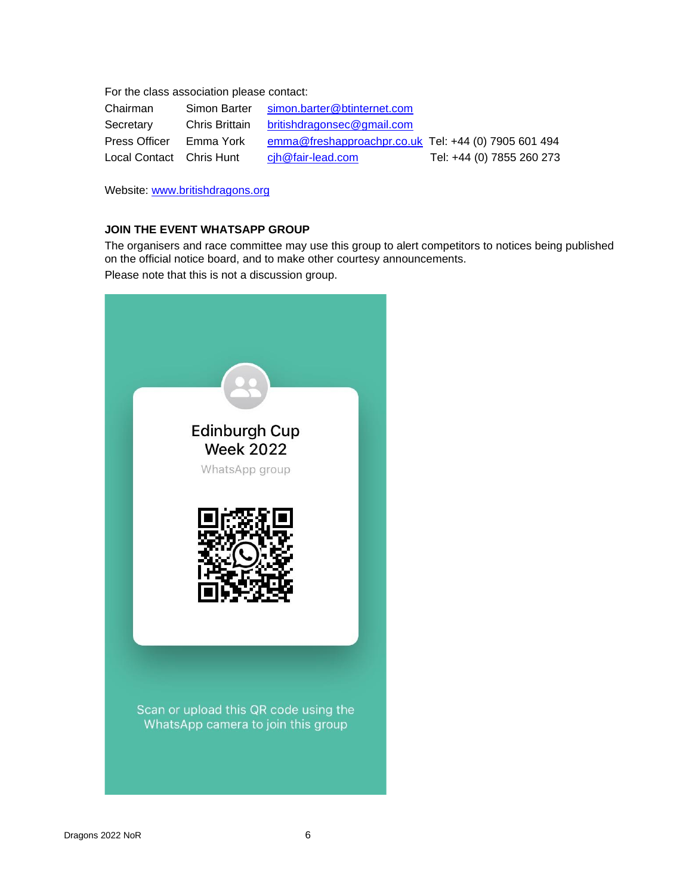For the class association please contact:

| | | | |
|---|---|---|---|
| Chairman | Simon Barter | simon.barter@btinternet.com | |
| Secretary | Chris Brittain | britishdragonsec@gmail.com | |
| Press Officer | Emma York | emma@freshapproachpr.co.uk | Tel: +44 (0) 7905 601 494 |
| Local Contact | Chris Hunt | cjh@fair-lead.com | Tel: +44 (0) 7855 260 273 |

Website: www.britishdragons.org

**JOIN THE EVENT WHATSAPP GROUP**

The organisers and race committee may use this group to alert competitors to notices being published on the official notice board, and to make other courtesy announcements.

Please note that this is not a discussion group.

Edinburgh Cup Week 2022

WhatsApp group

Scan or upload this QR code using the WhatsApp camera to join this group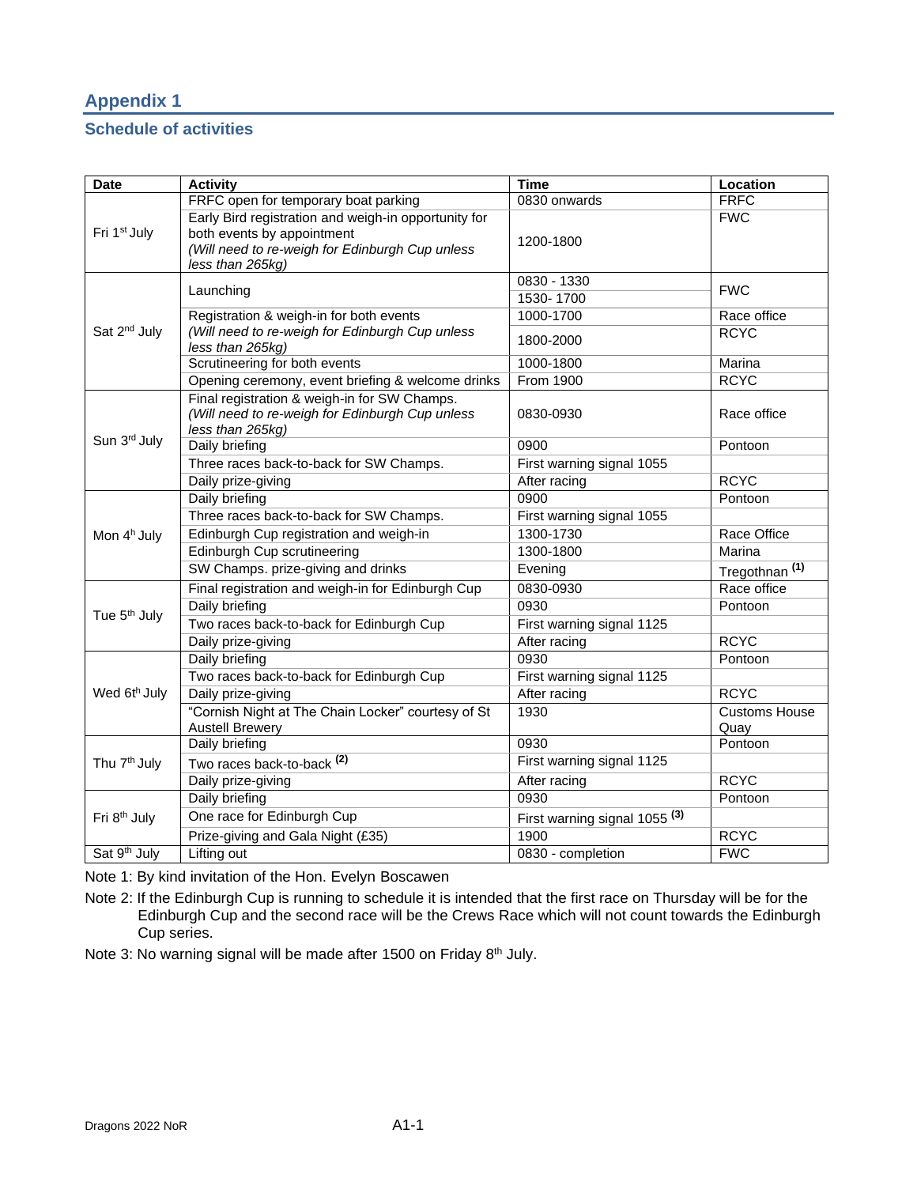# Appendix 1

## Schedule of activities

| Date | Activity | Time | Location |
|---|---|---|---|
| Fri 1st July | FRFC open for temporary boat parking | 0830 onwards | FRFC |
| | Early Bird registration and weigh-in opportunity for both events by appointment *(Will need to re-weigh for Edinburgh Cup unless less than 265kg)* | 1200-1800 | FWC |
| Sat 2nd July | Launching | 0830 - 1330 | FWC |
| | | 1530- 1700 | |
| | Registration & weigh-in for both events *(Will need to re-weigh for Edinburgh Cup unless less than 265kg)* | 1000-1700 | Race office |
| | | 1800-2000 | RCYC |
| | Scrutineering for both events | 1000-1800 | Marina |
| | Opening ceremony, event briefing & welcome drinks | From 1900 | RCYC |
| Sun 3rd July | Final registration & weigh-in for SW Champs. *(Will need to re-weigh for Edinburgh Cup unless less than 265kg)* | 0830-0930 | Race office |
| | Daily briefing | 0900 | Pontoon |
| | Three races back-to-back for SW Champs. | First warning signal 1055 | |
| | Daily prize-giving | After racing | RCYC |
| Mon 4h July | Daily briefing | 0900 | Pontoon |
| | Three races back-to-back for SW Champs. | First warning signal 1055 | |
| | Edinburgh Cup registration and weigh-in | 1300-1730 | Race Office |
| | Edinburgh Cup scrutineering | 1300-1800 | Marina |
| | SW Champs. prize-giving and drinks | Evening | Tregothnan (1) |
| Tue 5th July | Final registration and weigh-in for Edinburgh Cup | 0830-0930 | Race office |
| | Daily briefing | 0930 | Pontoon |
| | Two races back-to-back for Edinburgh Cup | First warning signal 1125 | |
| | Daily prize-giving | After racing | RCYC |
| Wed 6th July | Daily briefing | 0930 | Pontoon |
| | Two races back-to-back for Edinburgh Cup | First warning signal 1125 | |
| | Daily prize-giving | After racing | RCYC |
| | "Cornish Night at The Chain Locker" courtesy of St Austell Brewery | 1930 | Customs House Quay |
| Thu 7th July | Daily briefing | 0930 | Pontoon |
| | Two races back-to-back (2) | First warning signal 1125 | |
| | Daily prize-giving | After racing | RCYC |
| Fri 8th July | Daily briefing | 0930 | Pontoon |
| | One race for Edinburgh Cup | First warning signal 1055 (3) | |
| | Prize-giving and Gala Night (£35) | 1900 | RCYC |
| Sat 9th July | Lifting out | 0830 - completion | FWC |

Note 1: By kind invitation of the Hon. Evelyn Boscawen

Note 2: If the Edinburgh Cup is running to schedule it is intended that the first race on Thursday will be for the Edinburgh Cup and the second race will be the Crews Race which will not count towards the Edinburgh Cup series.

Note 3: No warning signal will be made after 1500 on Friday 8th July.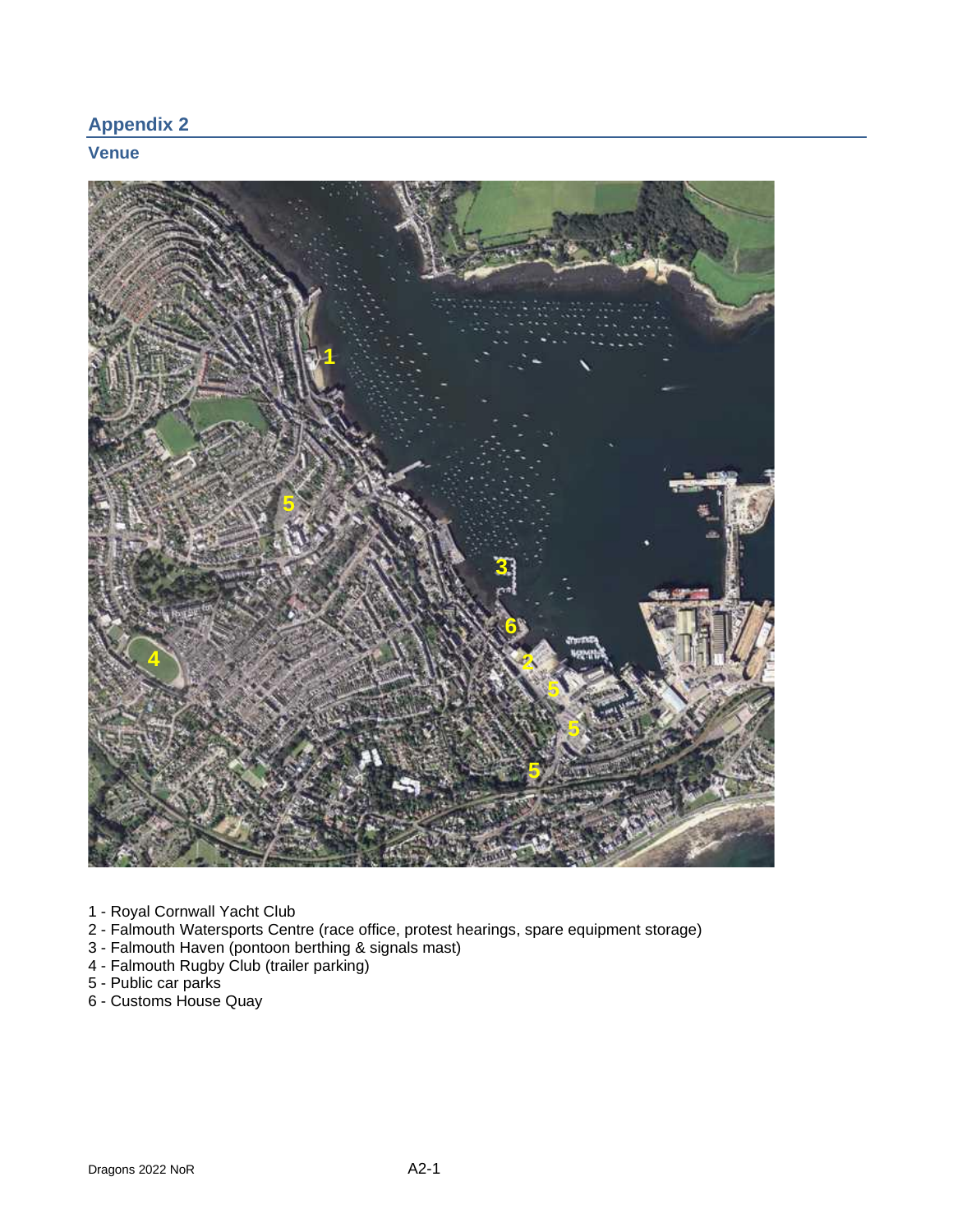## Appendix 2

### Venue

1 - Royal Cornwall Yacht Club
2 - Falmouth Watersports Centre (race office, protest hearings, spare equipment storage)
3 - Falmouth Haven (pontoon berthing & signals mast)
4 - Falmouth Rugby Club (trailer parking)
5 - Public car parks
6 - Customs House Quay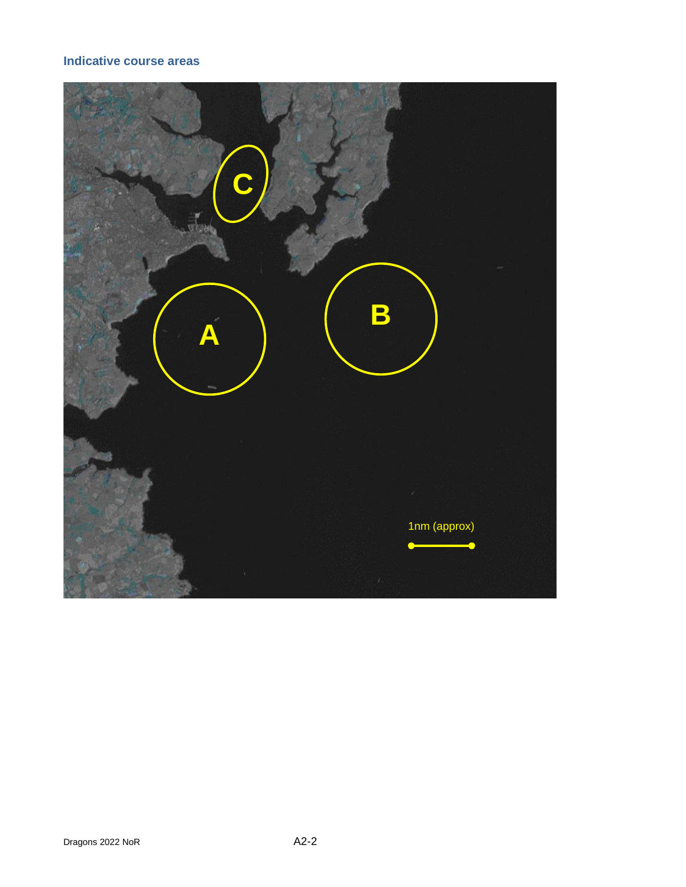### Indicative course areas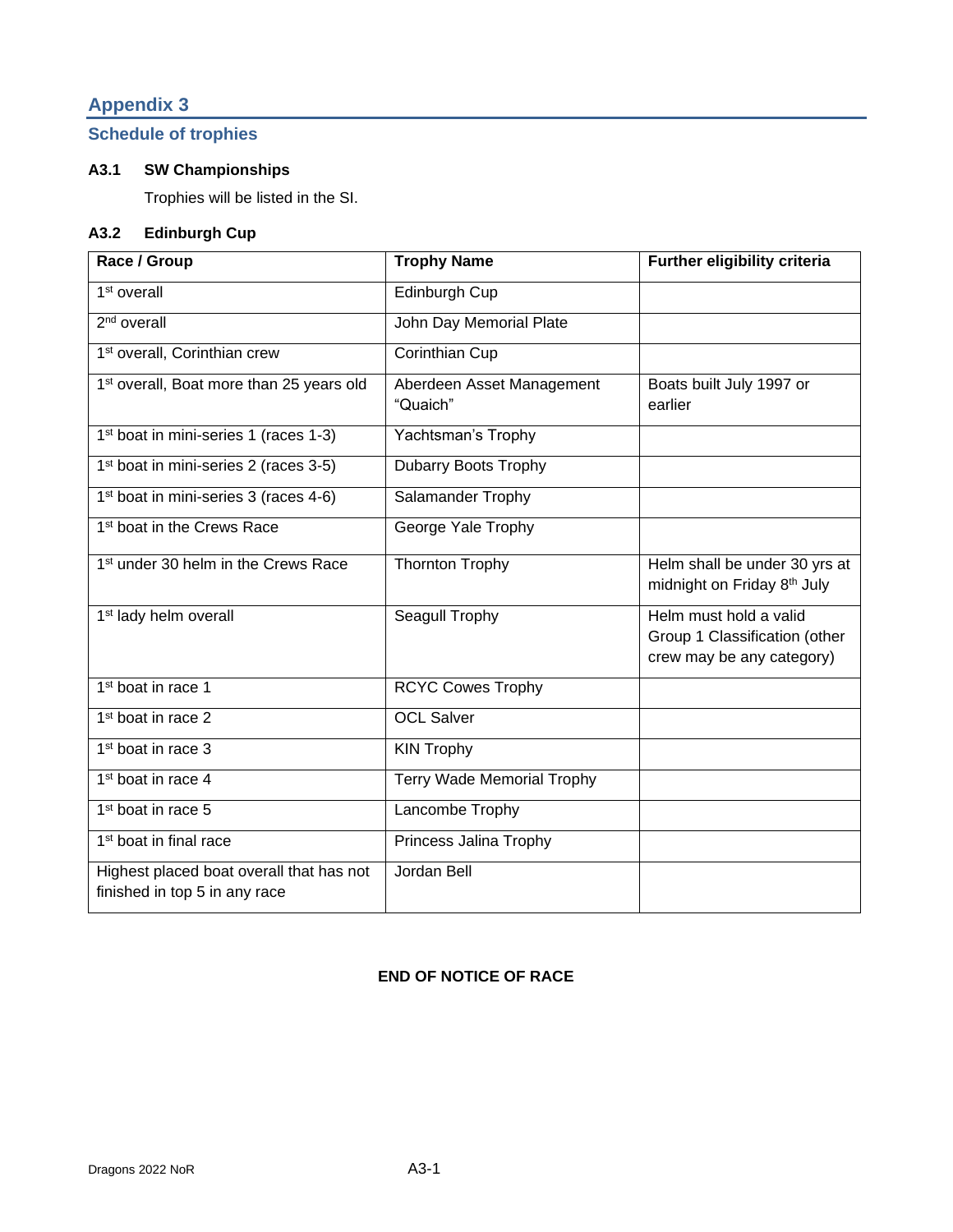## Appendix 3

### Schedule of trophies

**A3.1 SW Championships**

Trophies will be listed in the SI.

**A3.2 Edinburgh Cup**

| Race / Group | Trophy Name | Further eligibility criteria |
|---|---|---|
| 1st overall | Edinburgh Cup | |
| 2nd overall | John Day Memorial Plate | |
| 1st overall, Corinthian crew | Corinthian Cup | |
| 1st overall, Boat more than 25 years old | Aberdeen Asset Management "Quaich" | Boats built July 1997 or earlier |
| 1st boat in mini-series 1 (races 1-3) | Yachtsman's Trophy | |
| 1st boat in mini-series 2 (races 3-5) | Dubarry Boots Trophy | |
| 1st boat in mini-series 3 (races 4-6) | Salamander Trophy | |
| 1st boat in the Crews Race | George Yale Trophy | |
| 1st under 30 helm in the Crews Race | Thornton Trophy | Helm shall be under 30 yrs at midnight on Friday 8th July |
| 1st lady helm overall | Seagull Trophy | Helm must hold a valid Group 1 Classification (other crew may be any category) |
| 1st boat in race 1 | RCYC Cowes Trophy | |
| 1st boat in race 2 | OCL Salver | |
| 1st boat in race 3 | KIN Trophy | |
| 1st boat in race 4 | Terry Wade Memorial Trophy | |
| 1st boat in race 5 | Lancombe Trophy | |
| 1st boat in final race | Princess Jalina Trophy | |
| Highest placed boat overall that has not finished in top 5 in any race | Jordan Bell | |

**END OF NOTICE OF RACE**